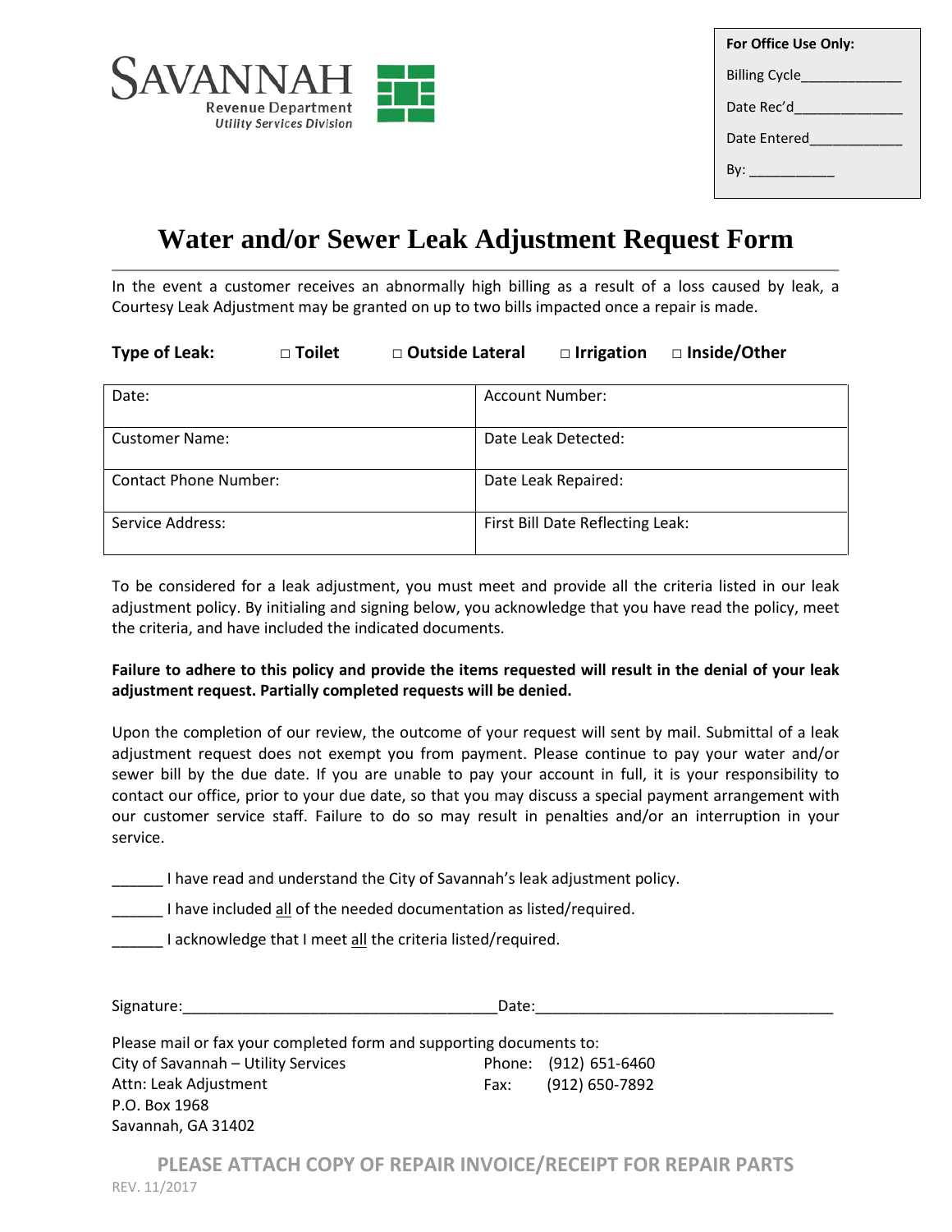SAVANNAH
Revenue Department
*Utility Services Division*

| **For Office Use Only:** |
|---|
| Billing Cycle____________ |
| Date Rec'd_____________ |
| Date Entered___________ |
| By: __________ |

# Water and/or Sewer Leak Adjustment Request Form

In the event a customer receives an abnormally high billing as a result of a loss caused by leak, a Courtesy Leak Adjustment may be granted on up to two bills impacted once a repair is made.

**Type of Leak:** □ **Toilet** □ **Outside Lateral** □ **Irrigation** □ **Inside/Other**

| Date: | Account Number: |
|---|---|
| Customer Name: | Date Leak Detected: |
| Contact Phone Number: | Date Leak Repaired: |
| Service Address: | First Bill Date Reflecting Leak: |

To be considered for a leak adjustment, you must meet and provide all the criteria listed in our leak adjustment policy. By initialing and signing below, you acknowledge that you have read the policy, meet the criteria, and have included the indicated documents.

**Failure to adhere to this policy and provide the items requested will result in the denial of your leak adjustment request. Partially completed requests will be denied.**

Upon the completion of our review, the outcome of your request will sent by mail. Submittal of a leak adjustment request does not exempt you from payment. Please continue to pay your water and/or sewer bill by the due date. If you are unable to pay your account in full, it is your responsibility to contact our office, prior to your due date, so that you may discuss a special payment arrangement with our customer service staff. Failure to do so may result in penalties and/or an interruption in your service.

______ I have read and understand the City of Savannah's leak adjustment policy.

______ I have included all of the needed documentation as listed/required.

______ I acknowledge that I meet all the criteria listed/required.

Signature:____________________________________Date:__________________________________

Please mail or fax your completed form and supporting documents to:

City of Savannah – Utility Services
Attn: Leak Adjustment
P.O. Box 1968
Savannah, GA 31402

Phone: (912) 651-6460
Fax: (912) 650-7892

**PLEASE ATTACH COPY OF REPAIR INVOICE/RECEIPT FOR REPAIR PARTS**

REV. 11/2017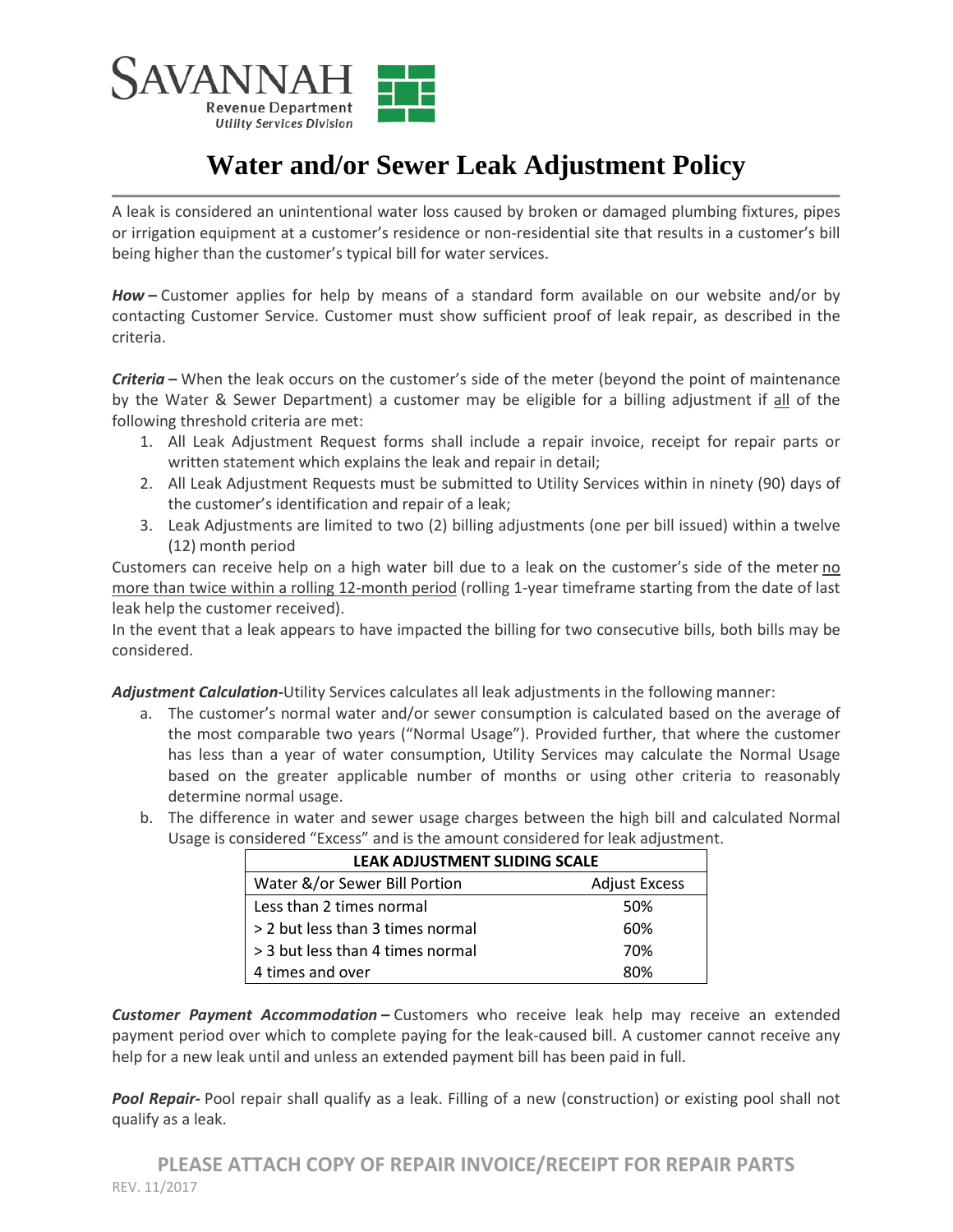SAVANNAH

Revenue Department
*Utility Services Division*

# Water and/or Sewer Leak Adjustment Policy

A leak is considered an unintentional water loss caused by broken or damaged plumbing fixtures, pipes or irrigation equipment at a customer's residence or non-residential site that results in a customer's bill being higher than the customer's typical bill for water services.

***How –*** Customer applies for help by means of a standard form available on our website and/or by contacting Customer Service. Customer must show sufficient proof of leak repair, as described in the criteria.

***Criteria –*** When the leak occurs on the customer's side of the meter (beyond the point of maintenance by the Water & Sewer Department) a customer may be eligible for a billing adjustment if <u>all</u> of the following threshold criteria are met:

1. All Leak Adjustment Request forms shall include a repair invoice, receipt for repair parts or written statement which explains the leak and repair in detail;
2. All Leak Adjustment Requests must be submitted to Utility Services within in ninety (90) days of the customer's identification and repair of a leak;
3. Leak Adjustments are limited to two (2) billing adjustments (one per bill issued) within a twelve (12) month period

Customers can receive help on a high water bill due to a leak on the customer's side of the meter <u>no more than twice within a rolling 12-month period</u> (rolling 1-year timeframe starting from the date of last leak help the customer received).

In the event that a leak appears to have impacted the billing for two consecutive bills, both bills may be considered.

***Adjustment Calculation-*** Utility Services calculates all leak adjustments in the following manner:

a. The customer's normal water and/or sewer consumption is calculated based on the average of the most comparable two years ("Normal Usage"). Provided further, that where the customer has less than a year of water consumption, Utility Services may calculate the Normal Usage based on the greater applicable number of months or using other criteria to reasonably determine normal usage.
b. The difference in water and sewer usage charges between the high bill and calculated Normal Usage is considered "Excess" and is the amount considered for leak adjustment.

| **LEAK ADJUSTMENT SLIDING SCALE** | |
|---|---|
| Water &/or Sewer Bill Portion | Adjust Excess |
| Less than 2 times normal | 50% |
| > 2 but less than 3 times normal | 60% |
| > 3 but less than 4 times normal | 70% |
| 4 times and over | 80% |

***Customer Payment Accommodation –*** Customers who receive leak help may receive an extended payment period over which to complete paying for the leak-caused bill. A customer cannot receive any help for a new leak until and unless an extended payment bill has been paid in full.

***Pool Repair-*** Pool repair shall qualify as a leak. Filling of a new (construction) or existing pool shall not qualify as a leak.

**PLEASE ATTACH COPY OF REPAIR INVOICE/RECEIPT FOR REPAIR PARTS**

REV. 11/2017